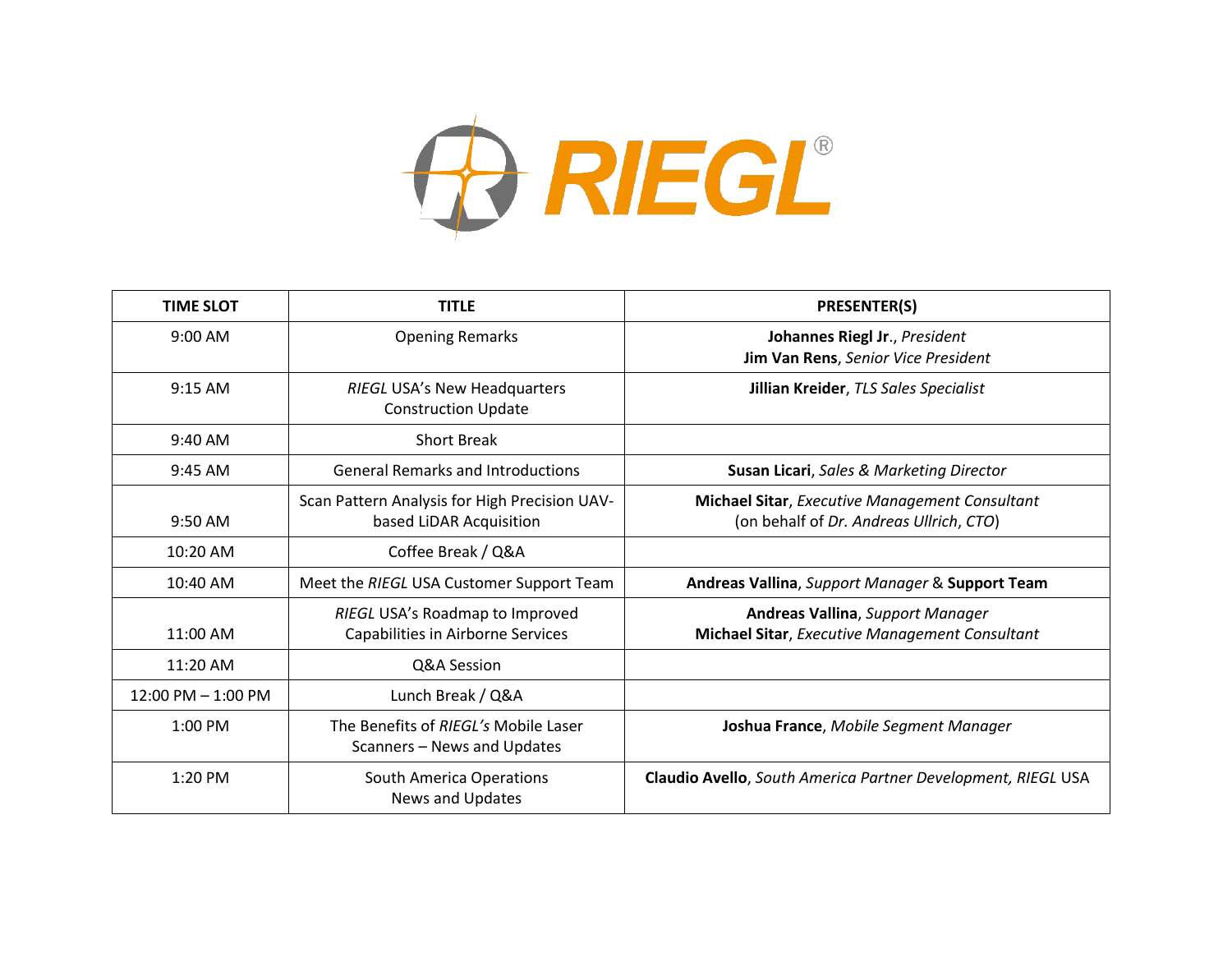# *RIEGL*®

| TIME SLOT | TITLE | PRESENTER(S) |
| --- | --- | --- |
| 9:00 AM | Opening Remarks | **Johannes Riegl Jr**., *President*<br>**Jim Van Rens**, *Senior Vice President* |
| 9:15 AM | *RIEGL* USA's New Headquarters Construction Update | **Jillian Kreider**, *TLS Sales Specialist* |
| 9:40 AM | Short Break | |
| 9:45 AM | General Remarks and Introductions | **Susan Licari**, *Sales & Marketing Director* |
| 9:50 AM | Scan Pattern Analysis for High Precision UAV-based LiDAR Acquisition | **Michael Sitar**, *Executive Management Consultant*<br>(on behalf of *Dr. Andreas Ullrich*, *CTO*) |
| 10:20 AM | Coffee Break / Q&A | |
| 10:40 AM | Meet the *RIEGL* USA Customer Support Team | **Andreas Vallina**, *Support Manager* & **Support Team** |
| 11:00 AM | *RIEGL* USA's Roadmap to Improved Capabilities in Airborne Services | **Andreas Vallina**, *Support Manager*<br>**Michael Sitar**, *Executive Management Consultant* |
| 11:20 AM | Q&A Session | |
| 12:00 PM – 1:00 PM | Lunch Break / Q&A | |
| 1:00 PM | The Benefits of *RIEGL's* Mobile Laser Scanners – News and Updates | **Joshua France**, *Mobile Segment Manager* |
| 1:20 PM | South America Operations News and Updates | **Claudio Avello**, *South America Partner Development, RIEGL* USA |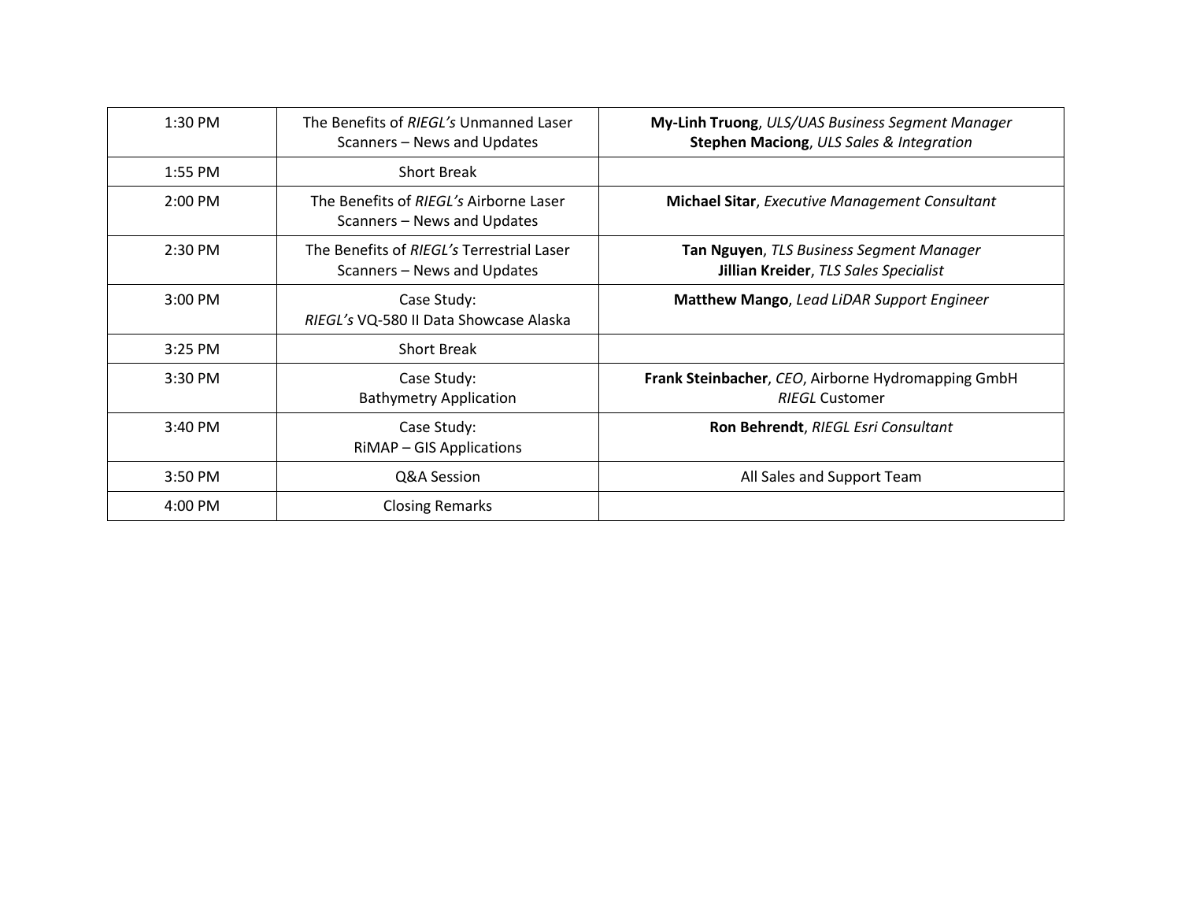| | | |
|---|---|---|
| 1:30 PM | The Benefits of *RIEGL's* Unmanned Laser Scanners – News and Updates | **My-Linh Truong**, *ULS/UAS Business Segment Manager*<br>**Stephen Maciong**, *ULS Sales & Integration* |
| 1:55 PM | Short Break | |
| 2:00 PM | The Benefits of *RIEGL's* Airborne Laser Scanners – News and Updates | **Michael Sitar**, *Executive Management Consultant* |
| 2:30 PM | The Benefits of *RIEGL's* Terrestrial Laser Scanners – News and Updates | **Tan Nguyen**, *TLS Business Segment Manager*<br>**Jillian Kreider**, *TLS Sales Specialist* |
| 3:00 PM | Case Study:<br>*RIEGL's* VQ-580 II Data Showcase Alaska | **Matthew Mango**, *Lead LiDAR Support Engineer* |
| 3:25 PM | Short Break | |
| 3:30 PM | Case Study:<br>Bathymetry Application | **Frank Steinbacher**, *CEO*, Airborne Hydromapping GmbH<br>*RIEGL* Customer |
| 3:40 PM | Case Study:<br>RiMAP – GIS Applications | **Ron Behrendt**, *RIEGL Esri Consultant* |
| 3:50 PM | Q&A Session | All Sales and Support Team |
| 4:00 PM | Closing Remarks | |